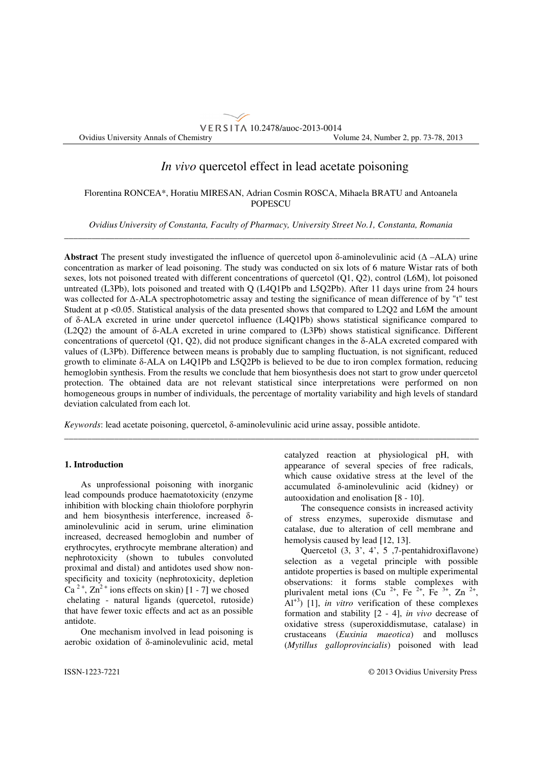# *In vivo* quercetol effect in lead acetate poisoning

Florentina RONCEA*, Horatiu MIRESAN, Adrian Cosmin ROSCA, Mihaela BRATU and Antoanela POPESCU

*Ovidius University of Constanta, Faculty of Pharmacy, University Street No.1, Constanta, Romania*

---

**Abstract** The present study investigated the influence of quercetol upon δ-aminolevulinic acid (Δ –ALA) urine concentration as marker of lead poisoning. The study was conducted on six lots of 6 mature Wistar rats of both sexes, lots not poisoned treated with different concentrations of quercetol (Q1, Q2), control (L6M), lot poisoned untreated (L3Pb), lots poisoned and treated with Q (L4Q1Pb and L5Q2Pb). After 11 days urine from 24 hours was collected for Δ-ALA spectrophotometric assay and testing the significance of mean difference of by "t" test Student at $p < 0.05$. Statistical analysis of the data presented shows that compared to L2Q2 and L6M the amount of δ-ALA excreted in urine under quercetol influence (L4Q1Pb) shows statistical significance compared to (L2Q2) the amount of δ-ALA excreted in urine compared to (L3Pb) shows statistical significance. Different concentrations of quercetol (Q1, Q2), did not produce significant changes in the δ-ALA excreted compared with values of (L3Pb). Difference between means is probably due to sampling fluctuation, is not significant, reduced growth to eliminate δ-ALA on L4Q1Pb and L5Q2Pb is believed to be due to iron complex formation, reducing hemoglobin synthesis. From the results we conclude that hem biosynthesis does not start to grow under quercetol protection. The obtained data are not relevant statistical since interpretations were performed on non homogeneous groups in number of individuals, the percentage of mortality variability and high levels of standard deviation calculated from each lot.

*Keywords*: lead acetate poisoning, quercetol, δ-aminolevulinic acid urine assay, possible antidote.

---

## 1. Introduction

As unprofessional poisoning with inorganic lead compounds produce haematotoxicity (enzyme inhibition with blocking chain thiolofore porphyrin and hem biosynthesis interference, increased δ-aminolevulinic acid in serum, urine elimination increased, decreased hemoglobin and number of erythrocytes, erythrocyte membrane alteration) and nephrotoxicity (shown to tubules convoluted proximal and distal) and antidotes used show non-specificity and toxicity (nephrotoxicity, depletion $Ca^{2+}$, $Zn^{2+}$ ions effects on skin) [1 - 7] we chosed chelating - natural ligands (quercetol, rutoside) that have fewer toxic effects and act as an possible antidote.

One mechanism involved in lead poisoning is aerobic oxidation of δ-aminolevulinic acid, metal catalyzed reaction at physiological pH, with appearance of several species of free radicals, which cause oxidative stress at the level of the accumulated δ-aminolevulinic acid (kidney) or autooxidation and enolisation [8 - 10].

The consequence consists in increased activity of stress enzymes, superoxide dismutase and catalase, due to alteration of cell membrane and hemolysis caused by lead [12, 13].

Quercetol (3, 3', 4', 5 ,7-pentahidroxiflavone) selection as a vegetal principle with possible antidote properties is based on multiple experimental observations: it forms stable complexes with plurivalent metal ions ($Cu^{2+}$, $Fe^{2+}$, $Fe^{3+}$, $Zn^{2+}$, $Al^{+3}$) [1], *in vitro* verification of these complexes formation and stability [2 - 4], *in vivo* decrease of oxidative stress (superoxiddismutase, catalase) in crustaceans (*Euxinia maeotica*) and molluscs (*Mytillus galloprovincialis*) poisoned with lead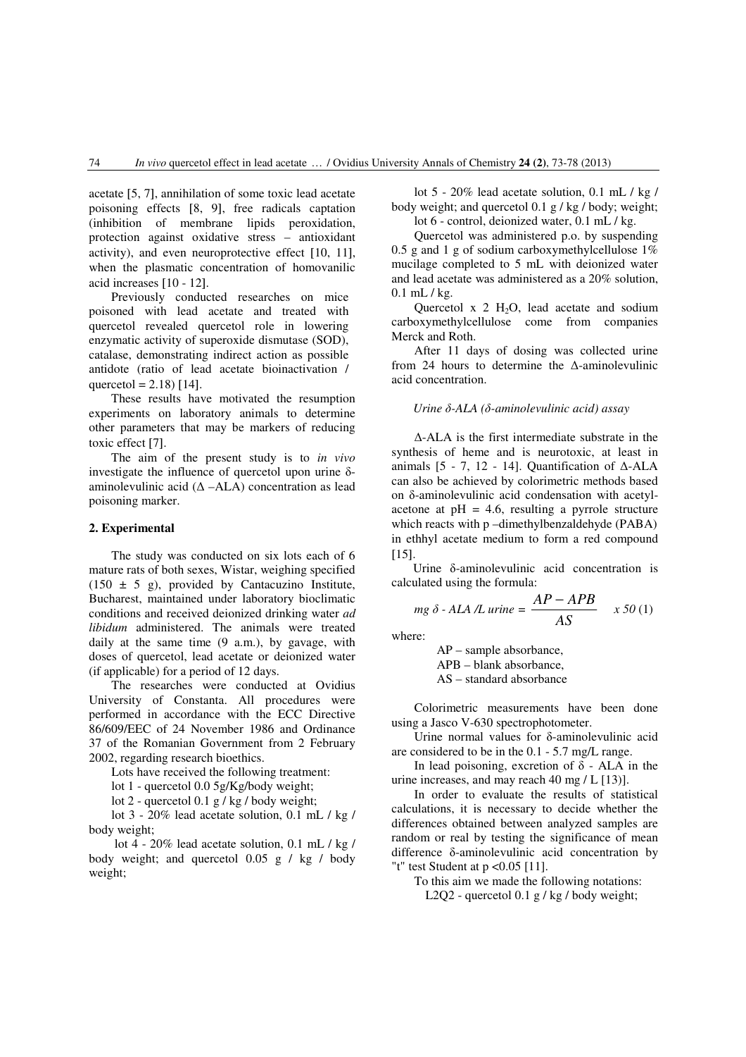acetate [5, 7], annihilation of some toxic lead acetate poisoning effects [8, 9], free radicals captation (inhibition of membrane lipids peroxidation, protection against oxidative stress – antioxidant activity), and even neuroprotective effect [10, 11], when the plasmatic concentration of homovanilic acid increases [10 - 12].

Previously conducted researches on mice poisoned with lead acetate and treated with quercetol revealed quercetol role in lowering enzymatic activity of superoxide dismutase (SOD), catalase, demonstrating indirect action as possible antidote (ratio of lead acetate bioinactivation / quercetol = 2.18) [14].

These results have motivated the resumption experiments on laboratory animals to determine other parameters that may be markers of reducing toxic effect [7].

The aim of the present study is to *in vivo* investigate the influence of quercetol upon urine δ-aminolevulinic acid (Δ –ALA) concentration as lead poisoning marker.

## 2. Experimental

The study was conducted on six lots each of 6 mature rats of both sexes, Wistar, weighing specified (150 ± 5 g), provided by Cantacuzino Institute, Bucharest, maintained under laboratory bioclimatic conditions and received deionized drinking water *ad libidum* administered. The animals were treated daily at the same time (9 a.m.), by gavage, with doses of quercetol, lead acetate or deionized water (if applicable) for a period of 12 days.

The researches were conducted at Ovidius University of Constanta. All procedures were performed in accordance with the ECC Directive 86/609/EEC of 24 November 1986 and Ordinance 37 of the Romanian Government from 2 February 2002, regarding research bioethics.

Lots have received the following treatment:

lot 1 - quercetol 0.0 5g/Kg/body weight;

lot 2 - quercetol 0.1 g / kg / body weight;

lot 3 - 20% lead acetate solution, 0.1 mL / kg / body weight;

lot 4 - 20% lead acetate solution, 0.1 mL / kg / body weight; and quercetol 0.05 g / kg / body weight;

lot 5 - 20% lead acetate solution, 0.1 mL / kg / body weight; and quercetol 0.1 g / kg / body; weight;

lot 6 - control, deionized water, 0.1 mL / kg.

Quercetol was administered p.o. by suspending 0.5 g and 1 g of sodium carboxymethylcellulose 1% mucilage completed to 5 mL with deionized water and lead acetate was administered as a 20% solution, 0.1 mL / kg.

Quercetol x 2 $H_2O$, lead acetate and sodium carboxymethylcellulose come from companies Merck and Roth.

After 11 days of dosing was collected urine from 24 hours to determine the Δ-aminolevulinic acid concentration.

### *Urine δ-ALA (δ-aminolevulinic acid) assay*

Δ-ALA is the first intermediate substrate in the synthesis of heme and is neurotoxic, at least in animals [5 - 7, 12 - 14]. Quantification of Δ-ALA can also be achieved by colorimetric methods based on δ-aminolevulinic acid condensation with acetyl-acetone at pH = 4.6, resulting a pyrrole structure which reacts with p –dimethylbenzaldehyde (PABA) in ethhyl acetate medium to form a red compound [15].

Urine δ-aminolevulinic acid concentration is calculated using the formula:

$$mg\ \delta\text{ - }ALA\ /L\ urine = \frac{AP - APB}{AS} \quad x\ 50 \ (1)$$

where:

AP – sample absorbance,
APB – blank absorbance,
AS – standard absorbance

Colorimetric measurements have been done using a Jasco V-630 spectrophotometer.

Urine normal values for δ-aminolevulinic acid are considered to be in the 0.1 - 5.7 mg/L range.

In lead poisoning, excretion of δ - ALA in the urine increases, and may reach 40 mg / L [13)].

In order to evaluate the results of statistical calculations, it is necessary to decide whether the differences obtained between analyzed samples are random or real by testing the significance of mean difference δ-aminolevulinic acid concentration by "t" test Student at $p < 0.05$ [11].

To this aim we made the following notations:

L2Q2 - quercetol 0.1 g / kg / body weight;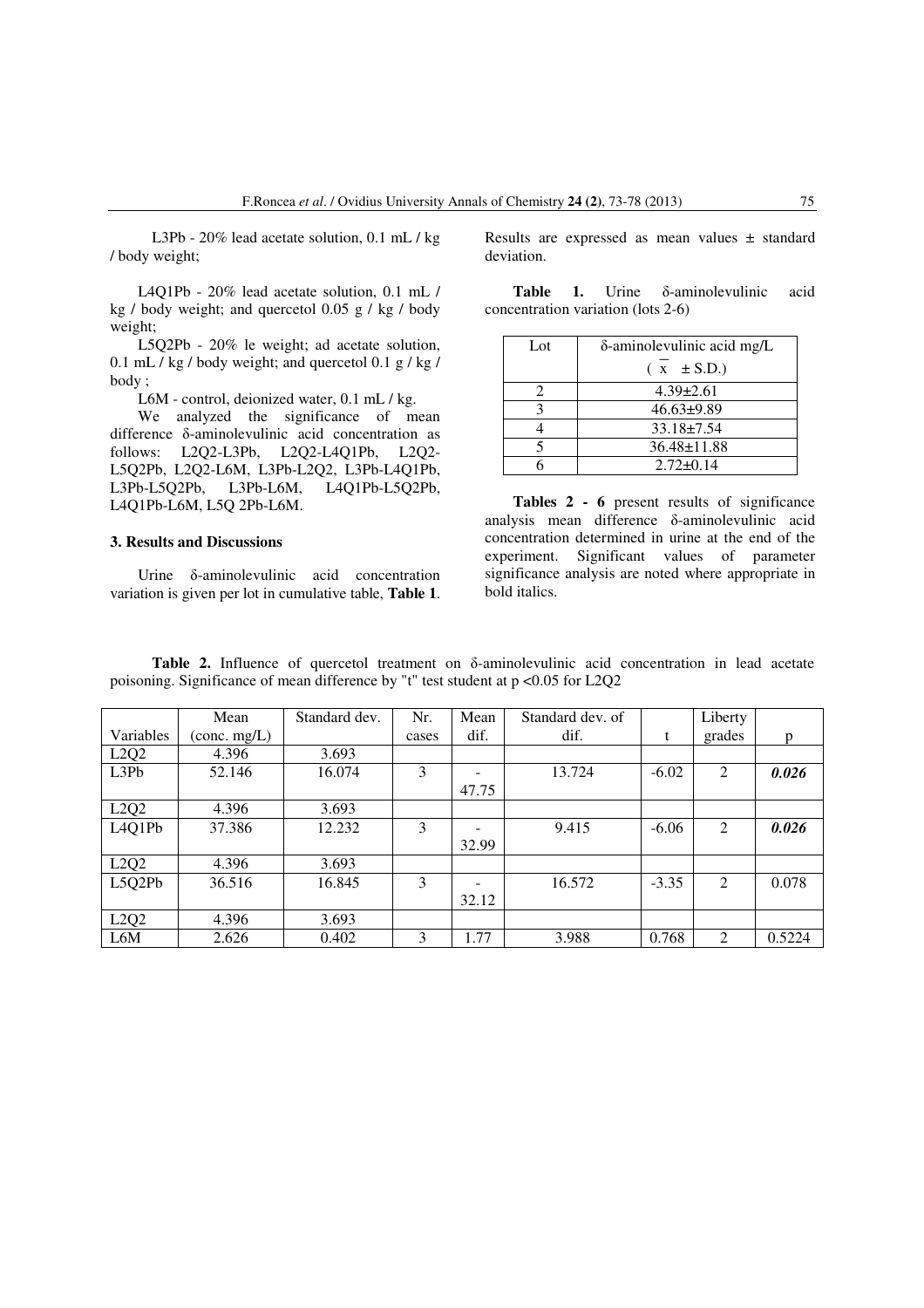L3Pb - 20% lead acetate solution, 0.1 mL / kg / body weight;

L4Q1Pb - 20% lead acetate solution, 0.1 mL / kg / body weight; and quercetol 0.05 g / kg / body weight;

L5Q2Pb - 20% le weight; ad acetate solution, 0.1 mL / kg / body weight; and quercetol 0.1 g / kg / body ;

L6M - control, deionized water, 0.1 mL / kg.

We analyzed the significance of mean difference δ-aminolevulinic acid concentration as follows: L2Q2-L3Pb, L2Q2-L4Q1Pb, L2Q2-L5Q2Pb, L2Q2-L6M, L3Pb-L2Q2, L3Pb-L4Q1Pb, L3Pb-L5Q2Pb, L3Pb-L6M, L4Q1Pb-L5Q2Pb, L4Q1Pb-L6M, L5Q 2Pb-L6M.

### 3. Results and Discussions

Urine δ-aminolevulinic acid concentration variation is given per lot in cumulative table, **Table 1**. Results are expressed as mean values ± standard deviation.

**Table 1.** Urine δ-aminolevulinic acid concentration variation (lots 2-6)

| Lot | δ-aminolevulinic acid mg/L ($\bar{x} \pm$ S.D.) |
|---|---|
| 2 | 4.39±2.61 |
| 3 | 46.63±9.89 |
| 4 | 33.18±7.54 |
| 5 | 36.48±11.88 |
| 6 | 2.72±0.14 |

**Tables 2 - 6** present results of significance analysis mean difference δ-aminolevulinic acid concentration determined in urine at the end of the experiment. Significant values of parameter significance analysis are noted where appropriate in bold italics.

**Table 2.** Influence of quercetol treatment on δ-aminolevulinic acid concentration in lead acetate poisoning. Significance of mean difference by "t" test student at p <0.05 for L2Q2

| Variables | Mean (conc. mg/L) | Standard dev. | Nr. cases | Mean dif. | Standard dev. of dif. | t | Liberty grades | p |
|---|---|---|---|---|---|---|---|---|
| L2Q2 | 4.396 | 3.693 | | | | | | |
| L3Pb | 52.146 | 16.074 | 3 | -47.75 | 13.724 | -6.02 | 2 | ***0.026*** |
| L2Q2 | 4.396 | 3.693 | | | | | | |
| L4Q1Pb | 37.386 | 12.232 | 3 | -32.99 | 9.415 | -6.06 | 2 | ***0.026*** |
| L2Q2 | 4.396 | 3.693 | | | | | | |
| L5Q2Pb | 36.516 | 16.845 | 3 | -32.12 | 16.572 | -3.35 | 2 | 0.078 |
| L2Q2 | 4.396 | 3.693 | | | | | | |
| L6M | 2.626 | 0.402 | 3 | 1.77 | 3.988 | 0.768 | 2 | 0.5224 |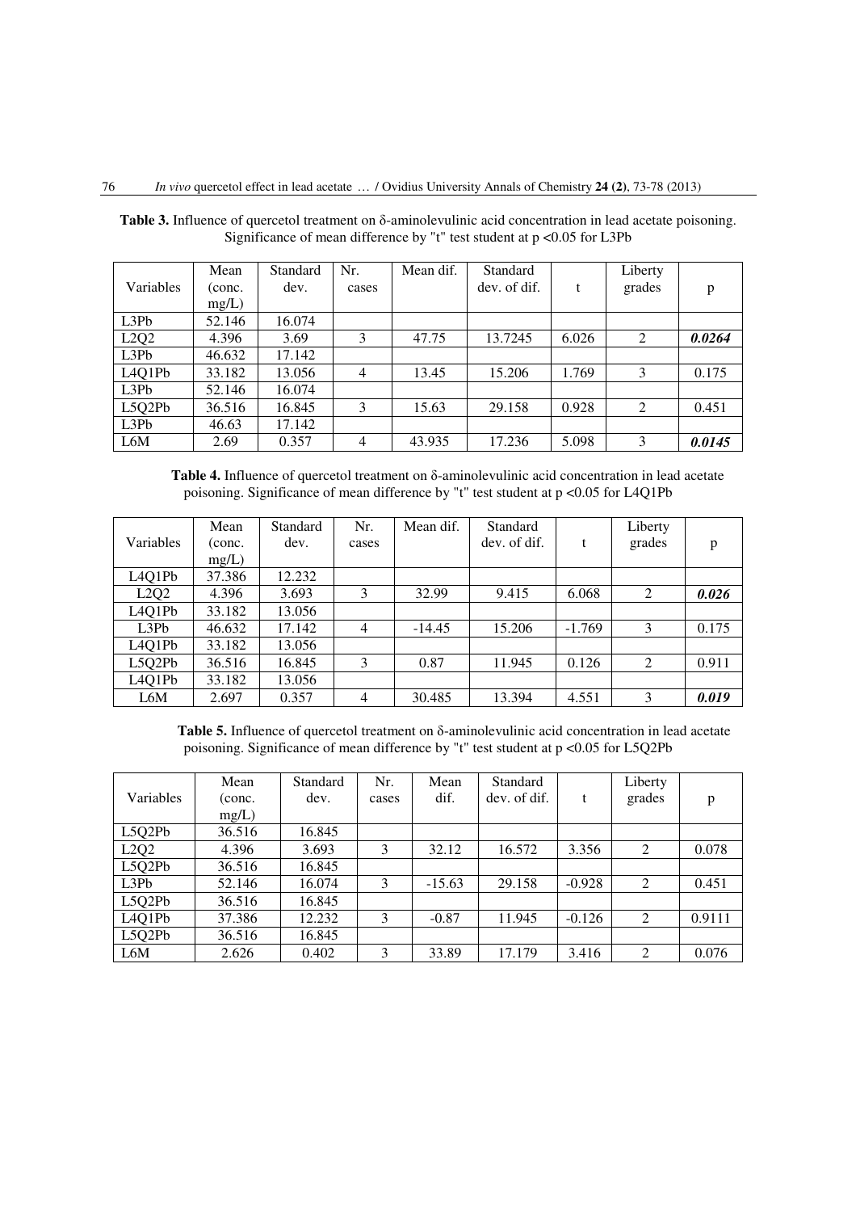**Table 3.** Influence of quercetol treatment on δ-aminolevulinic acid concentration in lead acetate poisoning. Significance of mean difference by "t" test student at $p < 0.05$ for L3Pb

| Variables | Mean (conc. mg/L) | Standard dev. | Nr. cases | Mean dif. | Standard dev. of dif. | t | Liberty grades | p |
|---|---|---|---|---|---|---|---|---|
| L3Pb | 52.146 | 16.074 | | | | | | |
| L2Q2 | 4.396 | 3.69 | 3 | 47.75 | 13.7245 | 6.026 | 2 | ***0.0264*** |
| L3Pb | 46.632 | 17.142 | | | | | | |
| L4Q1Pb | 33.182 | 13.056 | 4 | 13.45 | 15.206 | 1.769 | 3 | 0.175 |
| L3Pb | 52.146 | 16.074 | | | | | | |
| L5Q2Pb | 36.516 | 16.845 | 3 | 15.63 | 29.158 | 0.928 | 2 | 0.451 |
| L3Pb | 46.63 | 17.142 | | | | | | |
| L6M | 2.69 | 0.357 | 4 | 43.935 | 17.236 | 5.098 | 3 | ***0.0145*** |

**Table 4.** Influence of quercetol treatment on δ-aminolevulinic acid concentration in lead acetate poisoning. Significance of mean difference by "t" test student at $p < 0.05$ for L4Q1Pb

| Variables | Mean (conc. mg/L) | Standard dev. | Nr. cases | Mean dif. | Standard dev. of dif. | t | Liberty grades | p |
|---|---|---|---|---|---|---|---|---|
| L4Q1Pb | 37.386 | 12.232 | | | | | | |
| L2Q2 | 4.396 | 3.693 | 3 | 32.99 | 9.415 | 6.068 | 2 | ***0.026*** |
| L4Q1Pb | 33.182 | 13.056 | | | | | | |
| L3Pb | 46.632 | 17.142 | 4 | -14.45 | 15.206 | -1.769 | 3 | 0.175 |
| L4Q1Pb | 33.182 | 13.056 | | | | | | |
| L5Q2Pb | 36.516 | 16.845 | 3 | 0.87 | 11.945 | 0.126 | 2 | 0.911 |
| L4Q1Pb | 33.182 | 13.056 | | | | | | |
| L6M | 2.697 | 0.357 | 4 | 30.485 | 13.394 | 4.551 | 3 | ***0.019*** |

**Table 5.** Influence of quercetol treatment on δ-aminolevulinic acid concentration in lead acetate poisoning. Significance of mean difference by "t" test student at $p < 0.05$ for L5Q2Pb

| Variables | Mean (conc. mg/L) | Standard dev. | Nr. cases | Mean dif. | Standard dev. of dif. | t | Liberty grades | p |
|---|---|---|---|---|---|---|---|---|
| L5Q2Pb | 36.516 | 16.845 | | | | | | |
| L2Q2 | 4.396 | 3.693 | 3 | 32.12 | 16.572 | 3.356 | 2 | 0.078 |
| L5Q2Pb | 36.516 | 16.845 | | | | | | |
| L3Pb | 52.146 | 16.074 | 3 | -15.63 | 29.158 | -0.928 | 2 | 0.451 |
| L5Q2Pb | 36.516 | 16.845 | | | | | | |
| L4Q1Pb | 37.386 | 12.232 | 3 | -0.87 | 11.945 | -0.126 | 2 | 0.9111 |
| L5Q2Pb | 36.516 | 16.845 | | | | | | |
| L6M | 2.626 | 0.402 | 3 | 33.89 | 17.179 | 3.416 | 2 | 0.076 |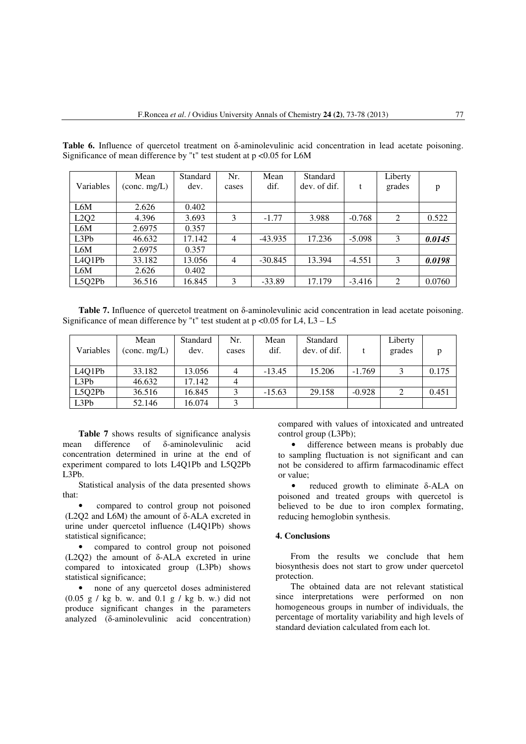**Table 6.** Influence of quercetol treatment on δ-aminolevulinic acid concentration in lead acetate poisoning. Significance of mean difference by "t" test student at p <0.05 for L6M

| Variables | Mean (conc. mg/L) | Standard dev. | Nr. cases | Mean dif. | Standard dev. of dif. | t | Liberty grades | p |
|---|---|---|---|---|---|---|---|---|
| L6M | 2.626 | 0.402 | | | | | | |
| L2Q2 | 4.396 | 3.693 | 3 | -1.77 | 3.988 | -0.768 | 2 | 0.522 |
| L6M | 2.6975 | 0.357 | | | | | | |
| L3Pb | 46.632 | 17.142 | 4 | -43.935 | 17.236 | -5.098 | 3 | ***0.0145*** |
| L6M | 2.6975 | 0.357 | | | | | | |
| L4Q1Pb | 33.182 | 13.056 | 4 | -30.845 | 13.394 | -4.551 | 3 | ***0.0198*** |
| L6M | 2.626 | 0.402 | | | | | | |
| L5Q2Pb | 36.516 | 16.845 | 3 | -33.89 | 17.179 | -3.416 | 2 | 0.0760 |

**Table 7.** Influence of quercetol treatment on δ-aminolevulinic acid concentration in lead acetate poisoning. Significance of mean difference by "t" test student at p <0.05 for L4, L3 – L5

| Variables | Mean (conc. mg/L) | Standard dev. | Nr. cases | Mean dif. | Standard dev. of dif. | t | Liberty grades | p |
|---|---|---|---|---|---|---|---|---|
| L4Q1Pb | 33.182 | 13.056 | 4 | -13.45 | 15.206 | -1.769 | 3 | 0.175 |
| L3Pb | 46.632 | 17.142 | 4 | | | | | |
| L5Q2Pb | 36.516 | 16.845 | 3 | -15.63 | 29.158 | -0.928 | 2 | 0.451 |
| L3Pb | 52.146 | 16.074 | 3 | | | | | |

**Table 7** shows results of significance analysis mean difference of δ-aminolevulinic acid concentration determined in urine at the end of experiment compared to lots L4Q1Pb and L5Q2Pb L3Pb.

Statistical analysis of the data presented shows that:

- compared to control group not poisoned (L2Q2 and L6M) the amount of δ-ALA excreted in urine under quercetol influence (L4Q1Pb) shows statistical significance;
- compared to control group not poisoned (L2Q2) the amount of δ-ALA excreted in urine compared to intoxicated group (L3Pb) shows statistical significance;
- none of any quercetol doses administered (0.05 g / kg b. w. and 0.1 g / kg b. w.) did not produce significant changes in the parameters analyzed (δ-aminolevulinic acid concentration) compared with values of intoxicated and untreated control group (L3Pb);
- difference between means is probably due to sampling fluctuation is not significant and can not be considered to affirm farmacodinamic effect or value;
- reduced growth to eliminate δ-ALA on poisoned and treated groups with quercetol is believed to be due to iron complex formating, reducing hemoglobin synthesis.

## 4. Conclusions

From the results we conclude that hem biosynthesis does not start to grow under quercetol protection.

The obtained data are not relevant statistical since interpretations were performed on non homogeneous groups in number of individuals, the percentage of mortality variability and high levels of standard deviation calculated from each lot.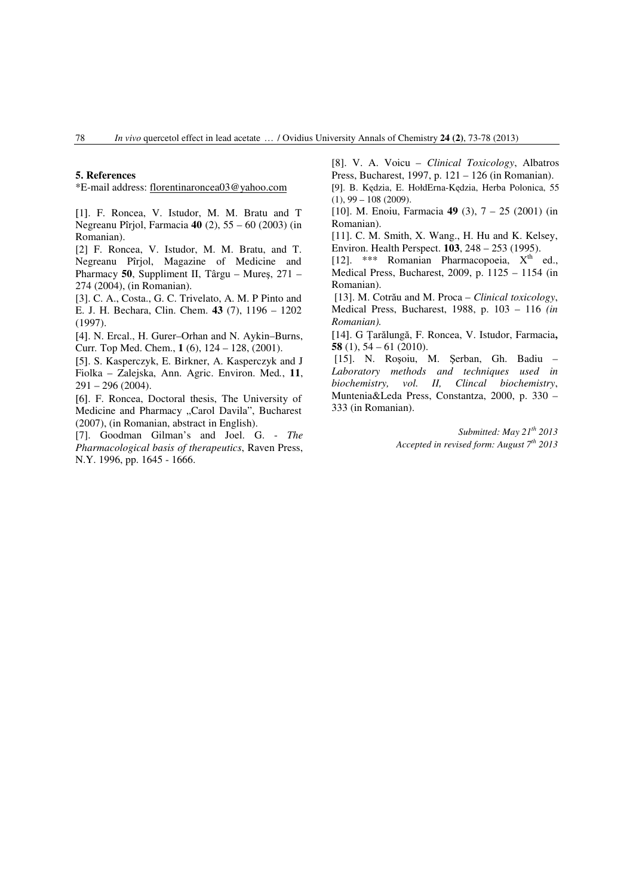## 5. References

*E-mail address: florentinaroncea03@yahoo.com

[1]. F. Roncea, V. Istudor, M. M. Bratu and T Negreanu Pîrjol, Farmacia **40** (2), 55 – 60 (2003) (in Romanian).

[2] F. Roncea, V. Istudor, M. M. Bratu, and T. Negreanu Pîrjol, Magazine of Medicine and Pharmacy **50**, Suppliment II, Târgu – Mureş, 271 – 274 (2004), (in Romanian).

[3]. C. A., Costa., G. C. Trivelato, A. M. P Pinto and E. J. H. Bechara, Clin. Chem. **43** (7), 1196 – 1202 (1997).

[4]. N. Ercal., H. Gurer–Orhan and N. Aykin–Burns, Curr. Top Med. Chem., **1** (6), 124 – 128, (2001).

[5]. S. Kasperczyk, E. Birkner, A. Kasperczyk and J Fiolka – Zalejska, Ann. Agric. Environ. Med., **11**, 291 – 296 (2004).

[6]. F. Roncea, Doctoral thesis, The University of Medicine and Pharmacy „Carol Davila", Bucharest (2007), (in Romanian, abstract in English).

[7]. Goodman Gilman's and Joel. G. - *The Pharmacological basis of therapeutics*, Raven Press, N.Y. 1996, pp. 1645 - 1666.

[8]. V. A. Voicu – *Clinical Toxicology*, Albatros Press, Bucharest, 1997, p. 121 – 126 (in Romanian).

[9]. B. Kędzia, E. HołdErna-Kędzia, Herba Polonica, 55 (1), 99 – 108 (2009).

[10]. M. Enoiu, Farmacia **49** (3), 7 – 25 (2001) (in Romanian).

[11]. C. M. Smith, X. Wang., H. Hu and K. Kelsey, Environ. Health Perspect. **103**, 248 – 253 (1995).

[12]. *** Romanian Pharmacopoeia, $X^{th}$ ed., Medical Press, Bucharest, 2009, p. 1125 – 1154 (in Romanian).

[13]. M. Cotrău and M. Proca – *Clinical toxicology*, Medical Press, Bucharest, 1988, p. 103 – 116 *(in Romanian).*

[14]. G Ţarălungă, F. Roncea, V. Istudor, Farmacia**, 58** (1), 54 – 61 (2010).

[15]. N. Roşoiu, M. Şerban, Gh. Badiu – *Laboratory methods and techniques used in biochemistry, vol. II, Clincal biochemistry*, Muntenia&Leda Press, Constantza, 2000, p. 330 – 333 (in Romanian).

*Submitted: May $21^{th}$ 2013*
*Accepted in revised form: August $7^{th}$ 2013*